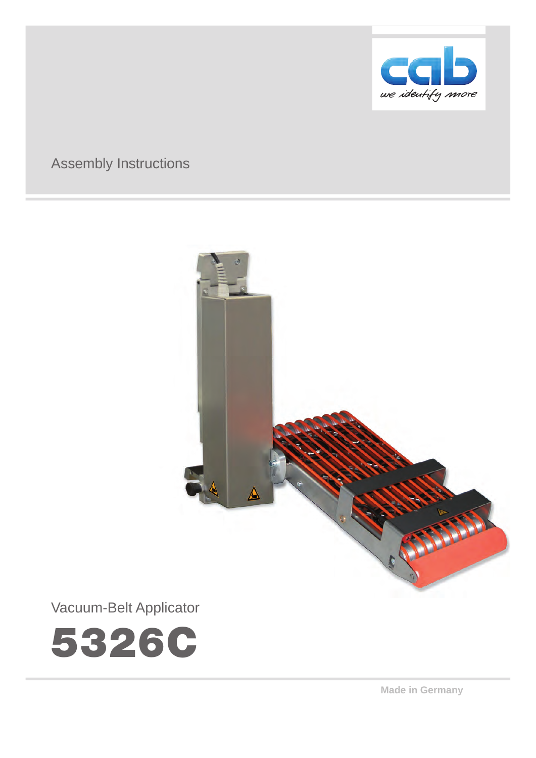cab

we identify more

Assembly Instructions

Vacuum-Belt Applicator

# 5326C

Made in Germany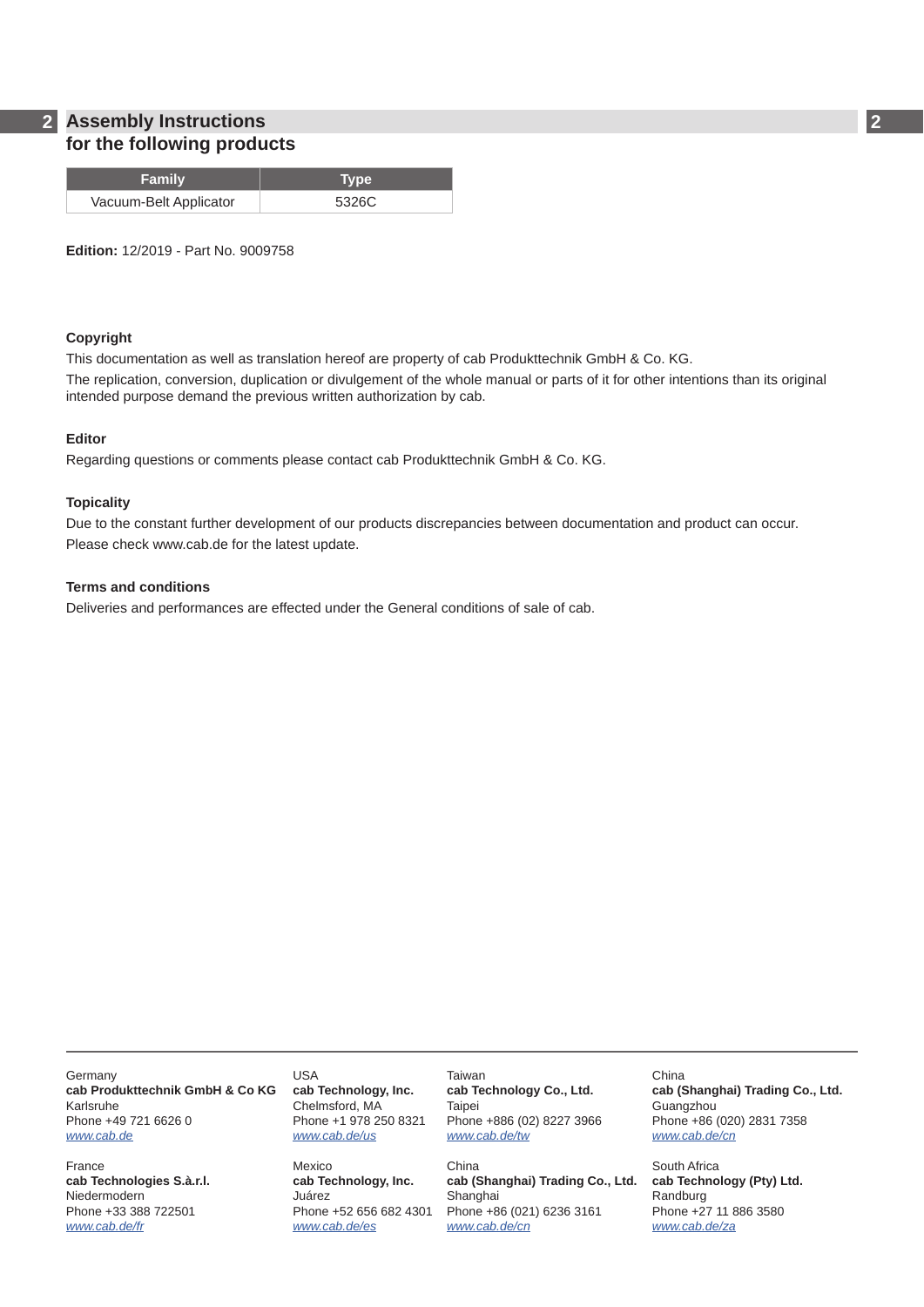## Assembly Instructions for the following products

| Family | Type |
|---|---|
| Vacuum-Belt Applicator | 5326C |

**Edition:** 12/2019 - Part No. 9009758

**Copyright**

This documentation as well as translation hereof are property of cab Produkttechnik GmbH & Co. KG.

The replication, conversion, duplication or divulgement of the whole manual or parts of it for other intentions than its original intended purpose demand the previous written authorization by cab.

**Editor**

Regarding questions or comments please contact cab Produkttechnik GmbH & Co. KG.

**Topicality**

Due to the constant further development of our products discrepancies between documentation and product can occur.

Please check www.cab.de for the latest update.

**Terms and conditions**

Deliveries and performances are effected under the General conditions of sale of cab.

Germany
**cab Produkttechnik GmbH & Co KG**
Karlsruhe
Phone +49 721 6626 0
*www.cab.de*

France
**cab Technologies S.à.r.l.**
Niedermodern
Phone +33 388 722501
*www.cab.de/fr*

USA
**cab Technology, Inc.**
Chelmsford, MA
Phone +1 978 250 8321
*www.cab.de/us*

Mexico
**cab Technology, Inc.**
Juárez
Phone +52 656 682 4301
*www.cab.de/es*

Taiwan
**cab Technology Co., Ltd.**
Taipei
Phone +886 (02) 8227 3966
*www.cab.de/tw*

China
**cab (Shanghai) Trading Co., Ltd.**
Shanghai
Phone +86 (021) 6236 3161
*www.cab.de/cn*

China
**cab (Shanghai) Trading Co., Ltd.**
Guangzhou
Phone +86 (020) 2831 7358
*www.cab.de/cn*

South Africa
**cab Technology (Pty) Ltd.**
Randburg
Phone +27 11 886 3580
*www.cab.de/za*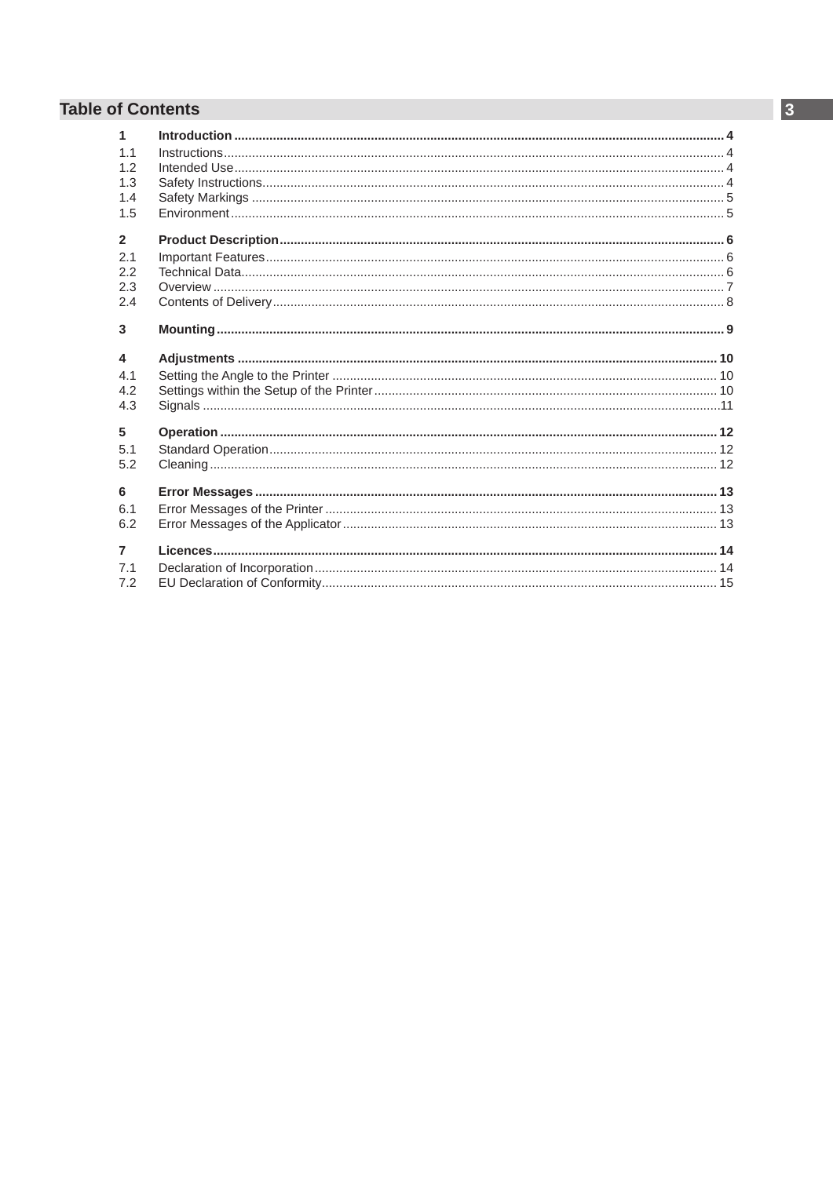# Table of Contents

| | | |
|---|---|---|
| **1** | **Introduction** | **4** |
| 1.1 | Instructions | 4 |
| 1.2 | Intended Use | 4 |
| 1.3 | Safety Instructions | 4 |
| 1.4 | Safety Markings | 5 |
| 1.5 | Environment | 5 |
| **2** | **Product Description** | **6** |
| 2.1 | Important Features | 6 |
| 2.2 | Technical Data | 6 |
| 2.3 | Overview | 7 |
| 2.4 | Contents of Delivery | 8 |
| **3** | **Mounting** | **9** |
| **4** | **Adjustments** | **10** |
| 4.1 | Setting the Angle to the Printer | 10 |
| 4.2 | Settings within the Setup of the Printer | 10 |
| 4.3 | Signals | 11 |
| **5** | **Operation** | **12** |
| 5.1 | Standard Operation | 12 |
| 5.2 | Cleaning | 12 |
| **6** | **Error Messages** | **13** |
| 6.1 | Error Messages of the Printer | 13 |
| 6.2 | Error Messages of the Applicator | 13 |
| **7** | **Licences** | **14** |
| 7.1 | Declaration of Incorporation | 14 |
| 7.2 | EU Declaration of Conformity | 15 |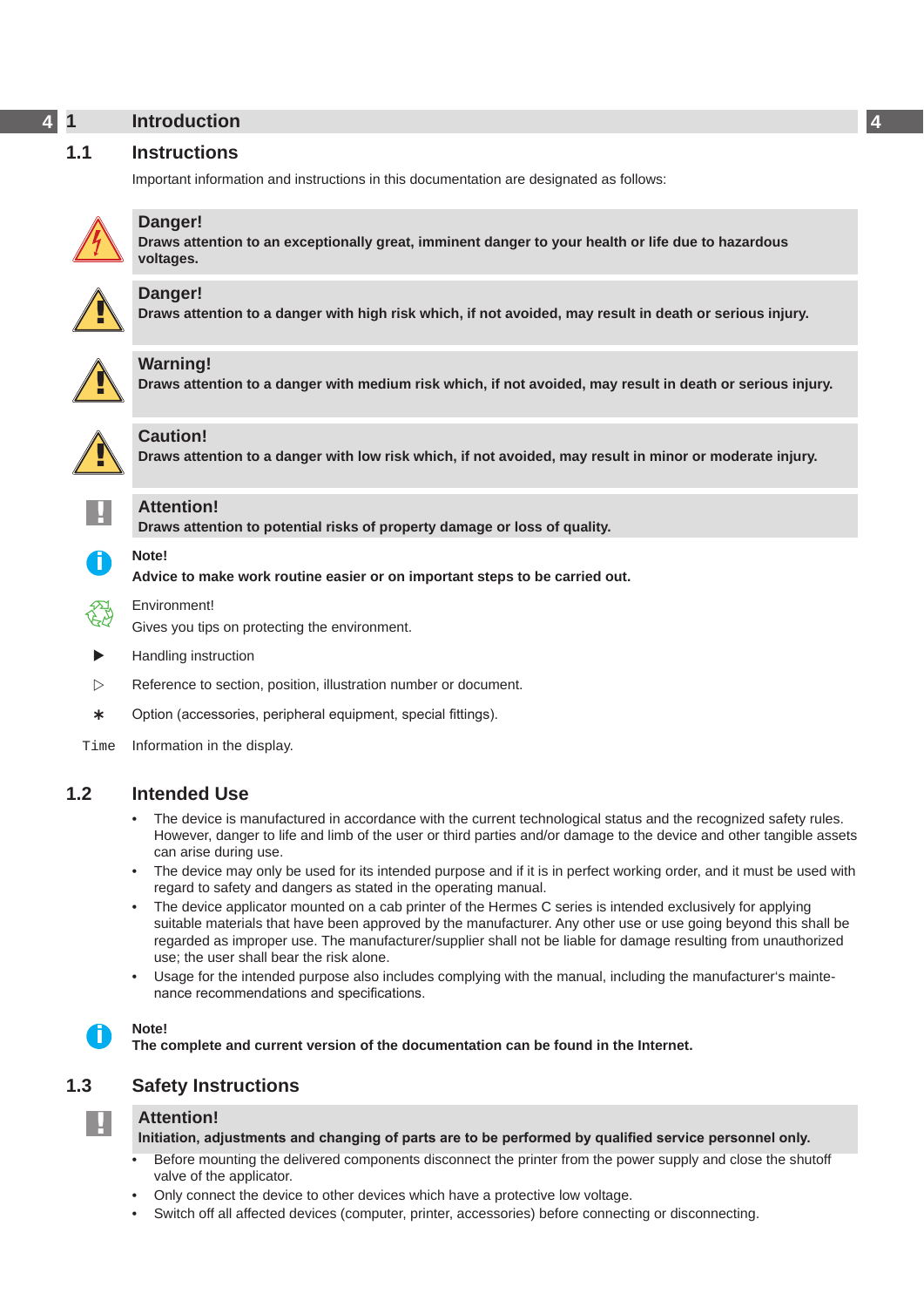# 1 Introduction

## 1.1 Instructions

Important information and instructions in this documentation are designated as follows:

**Danger!**
**Draws attention to an exceptionally great, imminent danger to your health or life due to hazardous voltages.**

**Danger!**
**Draws attention to a danger with high risk which, if not avoided, may result in death or serious injury.**

**Warning!**
**Draws attention to a danger with medium risk which, if not avoided, may result in death or serious injury.**

**Caution!**
**Draws attention to a danger with low risk which, if not avoided, may result in minor or moderate injury.**

**Attention!**
**Draws attention to potential risks of property damage or loss of quality.**

**Note!**
**Advice to make work routine easier or on important steps to be carried out.**

Environment!
Gives you tips on protecting the environment.

▶ Handling instruction

▷ Reference to section, position, illustration number or document.

∗ Option (accessories, peripheral equipment, special fittings).

`Time` Information in the display.

## 1.2 Intended Use

- The device is manufactured in accordance with the current technological status and the recognized safety rules. However, danger to life and limb of the user or third parties and/or damage to the device and other tangible assets can arise during use.
- The device may only be used for its intended purpose and if it is in perfect working order, and it must be used with regard to safety and dangers as stated in the operating manual.
- The device applicator mounted on a cab printer of the Hermes C series is intended exclusively for applying suitable materials that have been approved by the manufacturer. Any other use or use going beyond this shall be regarded as improper use. The manufacturer/supplier shall not be liable for damage resulting from unauthorized use; the user shall bear the risk alone.
- Usage for the intended purpose also includes complying with the manual, including the manufacturer's maintenance recommendations and specifications.

**Note!**
**The complete and current version of the documentation can be found in the Internet.**

## 1.3 Safety Instructions

**Attention!**
**Initiation, adjustments and changing of parts are to be performed by qualified service personnel only.**

- Before mounting the delivered components disconnect the printer from the power supply and close the shutoff valve of the applicator.
- Only connect the device to other devices which have a protective low voltage.
- Switch off all affected devices (computer, printer, accessories) before connecting or disconnecting.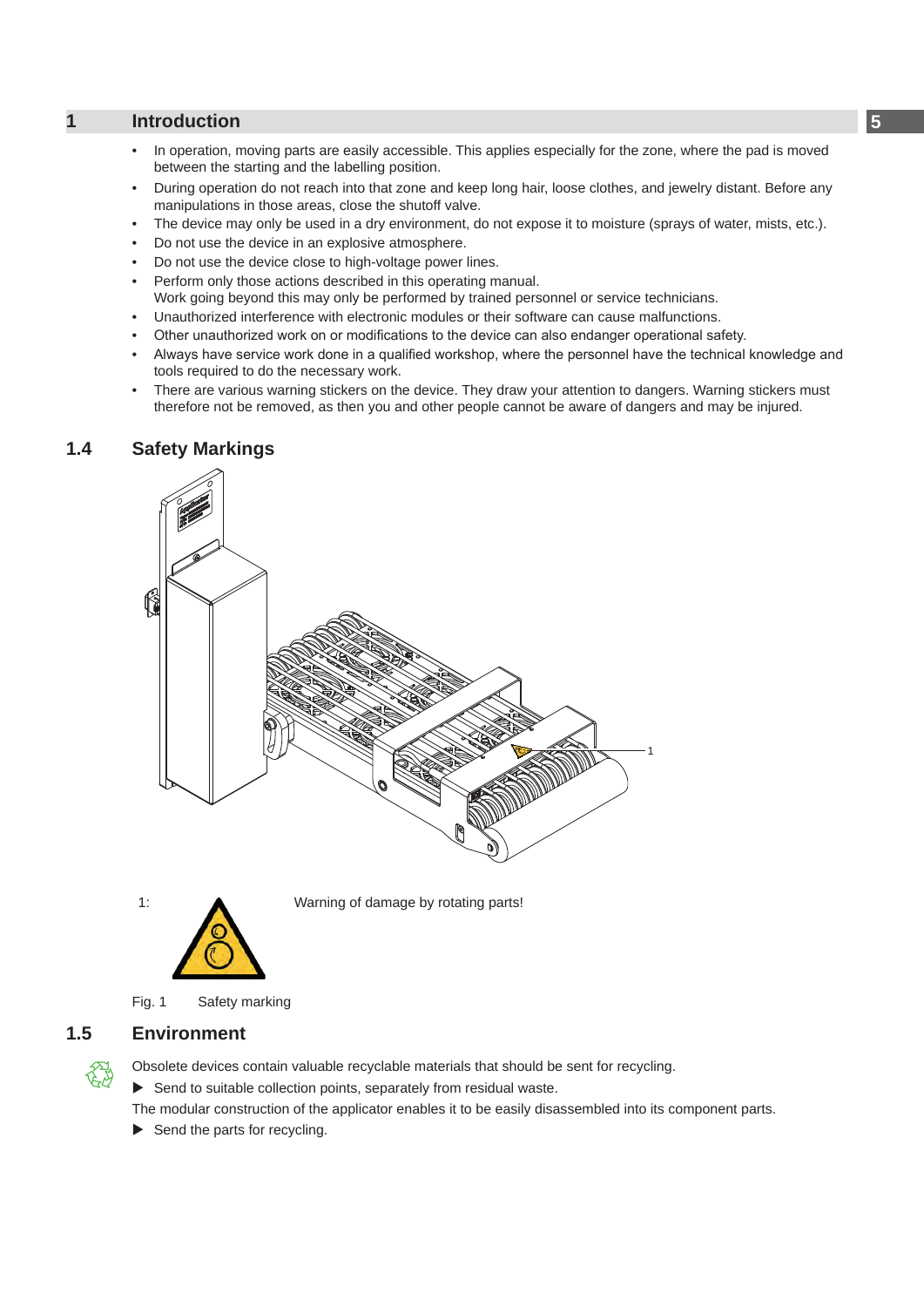- In operation, moving parts are easily accessible. This applies especially for the zone, where the pad is moved between the starting and the labelling position.
- During operation do not reach into that zone and keep long hair, loose clothes, and jewelry distant. Before any manipulations in those areas, close the shutoff valve.
- The device may only be used in a dry environment, do not expose it to moisture (sprays of water, mists, etc.).
- Do not use the device in an explosive atmosphere.
- Do not use the device close to high-voltage power lines.
- Perform only those actions described in this operating manual.
  Work going beyond this may only be performed by trained personnel or service technicians.
- Unauthorized interference with electronic modules or their software can cause malfunctions.
- Other unauthorized work on or modifications to the device can also endanger operational safety.
- Always have service work done in a qualified workshop, where the personnel have the technical knowledge and tools required to do the necessary work.
- There are various warning stickers on the device. They draw your attention to dangers. Warning stickers must therefore not be removed, as then you and other people cannot be aware of dangers and may be injured.

## 1.4 Safety Markings

1: Warning of damage by rotating parts!

Fig. 1 Safety marking

## 1.5 Environment

Obsolete devices contain valuable recyclable materials that should be sent for recycling.

▶ Send to suitable collection points, separately from residual waste.

The modular construction of the applicator enables it to be easily disassembled into its component parts.

▶ Send the parts for recycling.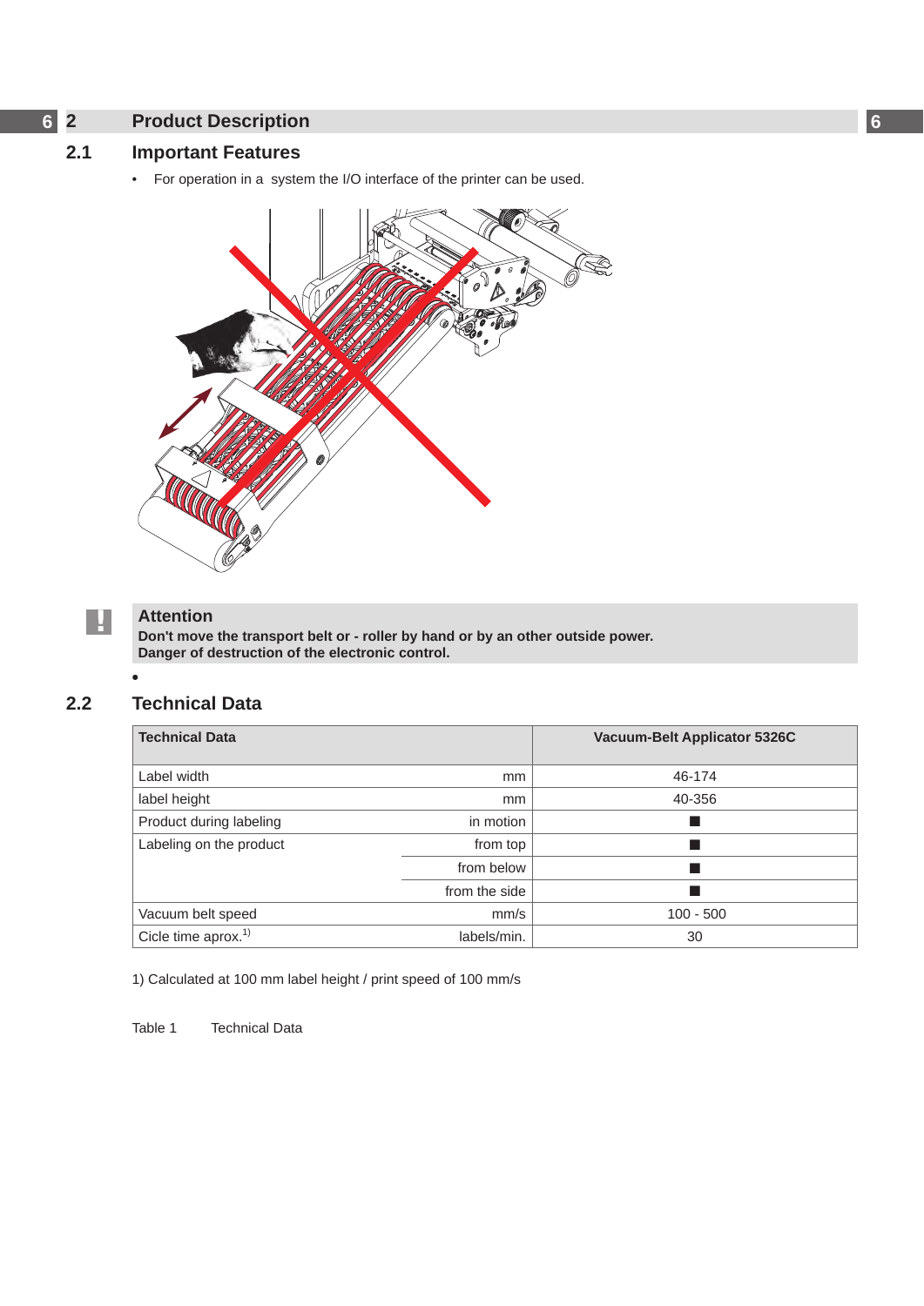# 2 Product Description

## 2.1 Important Features

- For operation in a  system the I/O interface of the printer can be used.

**Attention**
**Don't move the transport belt or - roller by hand or by an other outside power.**
**Danger of destruction of the electronic control.**

## 2.2 Technical Data

| Technical Data | | Vacuum-Belt Applicator 5326C |
|---|---|---|
| Label width | mm | 46-174 |
| label height | mm | 40-356 |
| Product during labeling | in motion | ■ |
| Labeling on the product | from top | ■ |
| | from below | ■ |
| | from the side | ■ |
| Vacuum belt speed | mm/s | 100 - 500 |
| Cicle time aprox.[1) ] | labels/min. | 30 |

1) Calculated at 100 mm label height / print speed of 100 mm/s

Table 1 Technical Data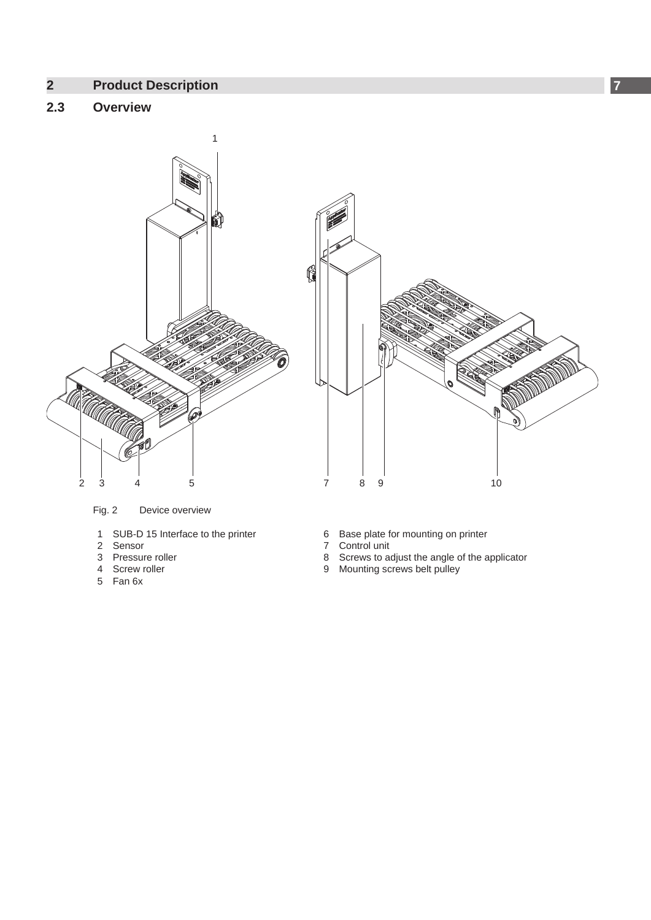## 2 Product Description

### 2.3 Overview

Fig. 2 Device overview

1 SUB-D 15 Interface to the printer
2 Sensor
3 Pressure roller
4 Screw roller
5 Fan 6x

6 Base plate for mounting on printer
7 Control unit
8 Screws to adjust the angle of the applicator
9 Mounting screws belt pulley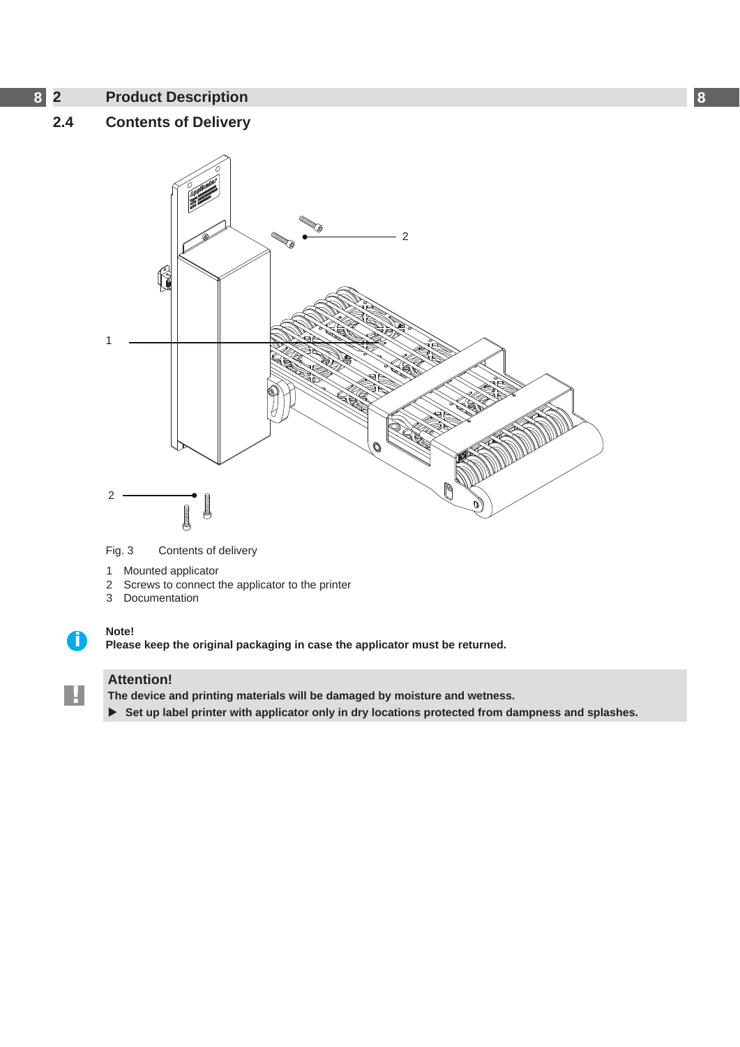# 2 Product Description

## 2.4 Contents of Delivery

Fig. 3 Contents of delivery

1 Mounted applicator
2 Screws to connect the applicator to the printer
3 Documentation

**Note!**
**Please keep the original packaging in case the applicator must be returned.**

**Attention!**
**The device and printing materials will be damaged by moisture and wetness.**
**▶ Set up label printer with applicator only in dry locations protected from dampness and splashes.**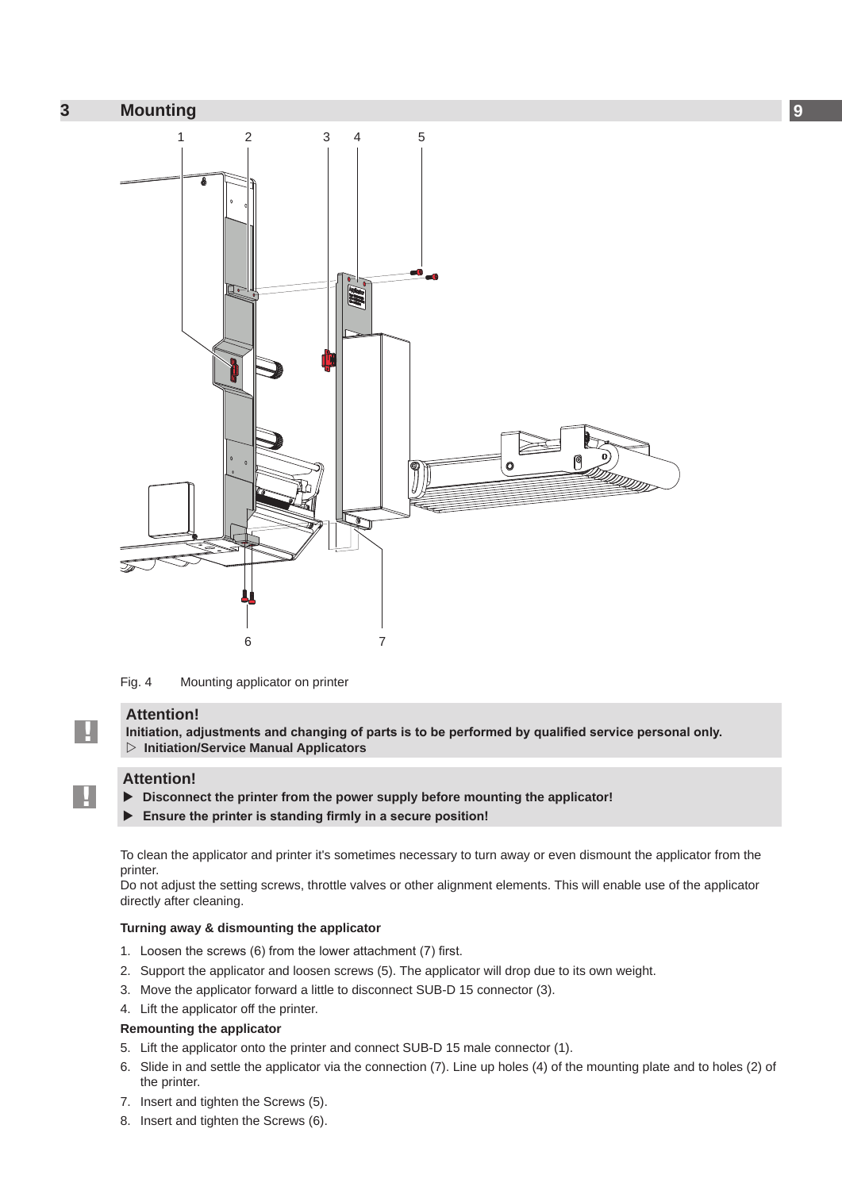# 3 Mounting

Fig. 4 Mounting applicator on printer

**Attention!**

**Initiation, adjustments and changing of parts is to be performed by qualified service personal only.**

**▷ Initiation/Service Manual Applicators**

**Attention!**

- **Disconnect the printer from the power supply before mounting the applicator!**
- **Ensure the printer is standing firmly in a secure position!**

To clean the applicator and printer it's sometimes necessary to turn away or even dismount the applicator from the printer.

Do not adjust the setting screws, throttle valves or other alignment elements. This will enable use of the applicator directly after cleaning.

**Turning away & dismounting the applicator**

1. Loosen the screws (6) from the lower attachment (7) first.
2. Support the applicator and loosen screws (5). The applicator will drop due to its own weight.
3. Move the applicator forward a little to disconnect SUB-D 15 connector (3).
4. Lift the applicator off the printer.

**Remounting the applicator**

5. Lift the applicator onto the printer and connect SUB-D 15 male connector (1).
6. Slide in and settle the applicator via the connection (7). Line up holes (4) of the mounting plate and to holes (2) of the printer.
7. Insert and tighten the Screws (5).
8. Insert and tighten the Screws (6).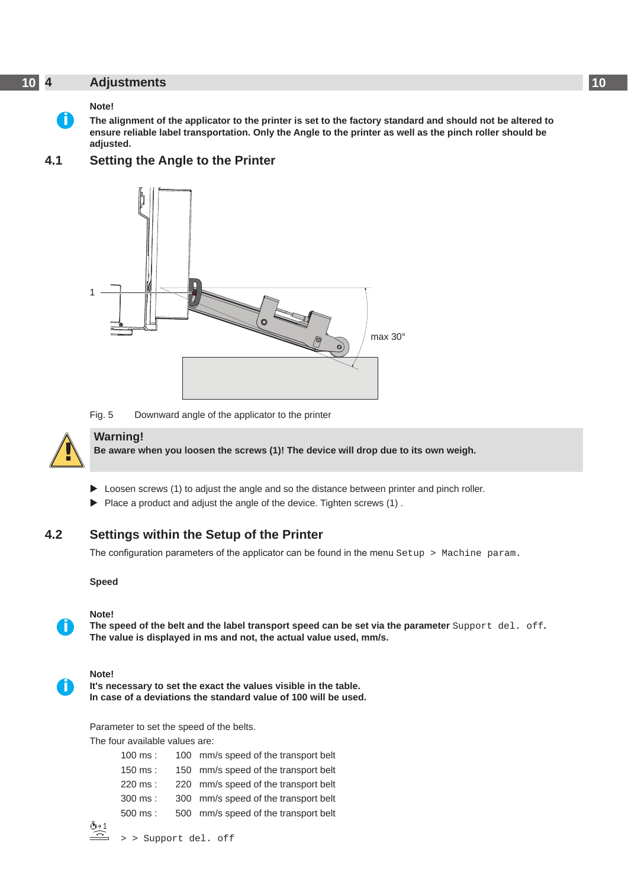# 4 Adjustments

**Note!**
**The alignment of the applicator to the printer is set to the factory standard and should not be altered to ensure reliable label transportation. Only the Angle to the printer as well as the pinch roller should be adjusted.**

## 4.1 Setting the Angle to the Printer

Fig. 5 Downward angle of the applicator to the printer

**Warning!**
**Be aware when you loosen the screws (1)! The device will drop due to its own weigh.**

- Loosen screws (1) to adjust the angle and so the distance between printer and pinch roller.
- Place a product and adjust the angle of the device. Tighten screws (1) .

## 4.2 Settings within the Setup of the Printer

The configuration parameters of the applicator can be found in the menu `Setup > Machine param.`

**Speed**

**Note!**
**The speed of the belt and the label transport speed can be set via the parameter** `Support del. off`**.**
**The value is displayed in ms and not, the actual value used, mm/s.**

**Note!**
**It's necessary to set the exact the values visible in the table.**
**In case of a deviations the standard value of 100 will be used.**

Parameter to set the speed of the belts.
The four available values are:

| | | |
|---|---|---|
| 100 ms : | 100 | mm/s speed of the transport belt |
| 150 ms : | 150 | mm/s speed of the transport belt |
| 220 ms : | 220 | mm/s speed of the transport belt |
| 300 ms : | 300 | mm/s speed of the transport belt |
| 500 ms : | 500 | mm/s speed of the transport belt |

> > `Support del. off`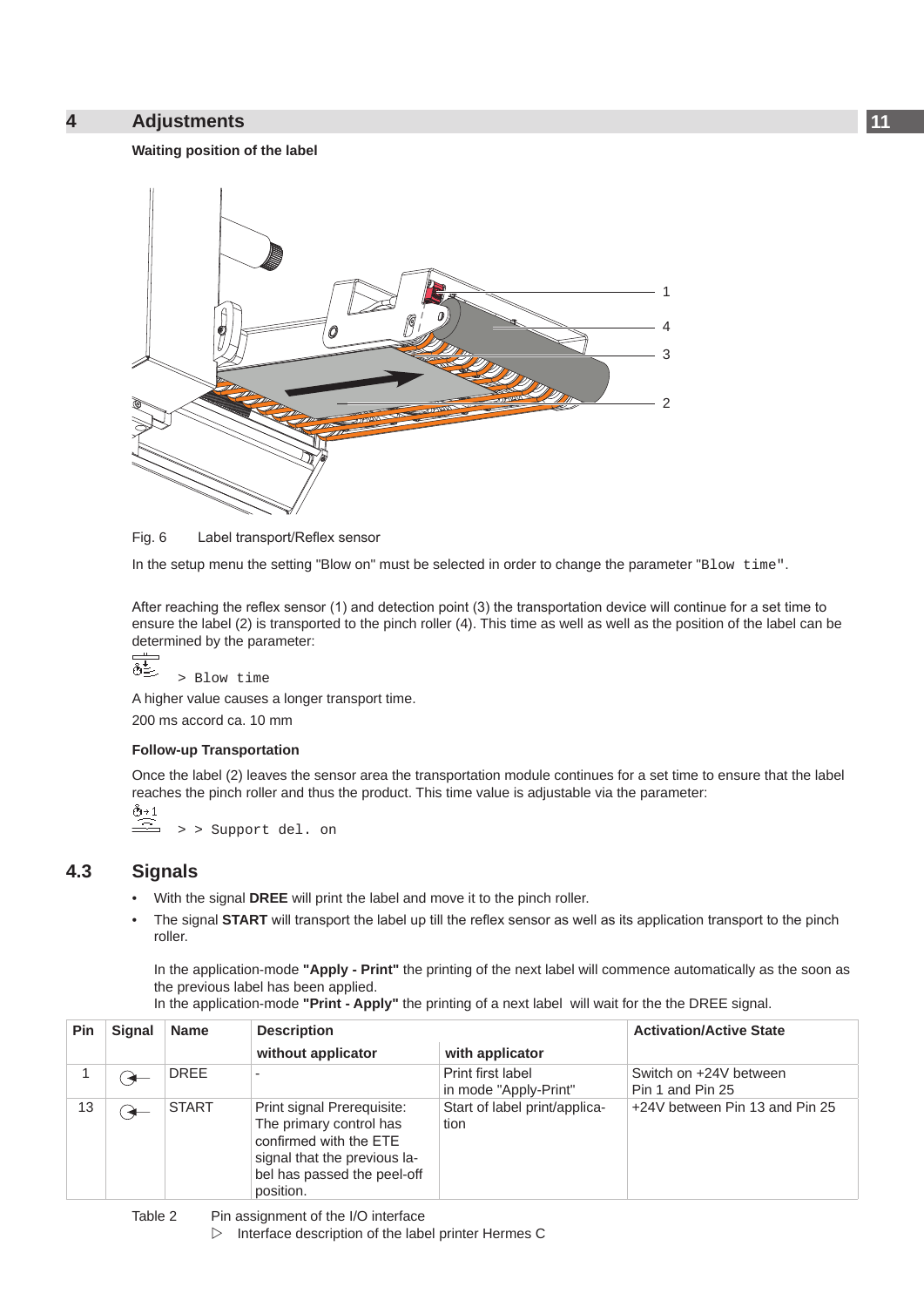# 4 Adjustments

**Waiting position of the label**

Fig. 6 Label transport/Reflex sensor

In the setup menu the setting "Blow on" must be selected in order to change the parameter "`Blow time`".

After reaching the reflex sensor (1) and detection point (3) the transportation device will continue for a set time to ensure the label (2) is transported to the pinch roller (4). This time as well as well as the position of the label can be determined by the parameter:

`> Blow time`

A higher value causes a longer transport time.

200 ms accord ca. 10 mm

**Follow-up Transportation**

Once the label (2) leaves the sensor area the transportation module continues for a set time to ensure that the label reaches the pinch roller and thus the product. This time value is adjustable via the parameter:

`> > Support del. on`

## 4.3 Signals

- With the signal **DREE** will print the label and move it to the pinch roller.
- The signal **START** will transport the label up till the reflex sensor as well as its application transport to the pinch roller.

  In the application-mode **"Apply - Print"** the printing of the next label will commence automatically as the soon as the previous label has been applied.
  In the application-mode **"Print - Apply"** the printing of a next label will wait for the the DREE signal.

| Pin | Signal | Name | Description | | Activation/Active State |
|---|---|---|---|---|---|
| | | | without applicator | with applicator | |
| 1 | ⇾ | DREE | - | Print first label in mode "Apply-Print" | Switch on +24V between Pin 1 and Pin 25 |
| 13 | ⇾ | START | Print signal Prerequisite: The primary control has confirmed with the ETE signal that the previous label has passed the peel-off position. | Start of label print/application | +24V between Pin 13 and Pin 25 |

Table 2 Pin assignment of the I/O interface

▷ Interface description of the label printer Hermes C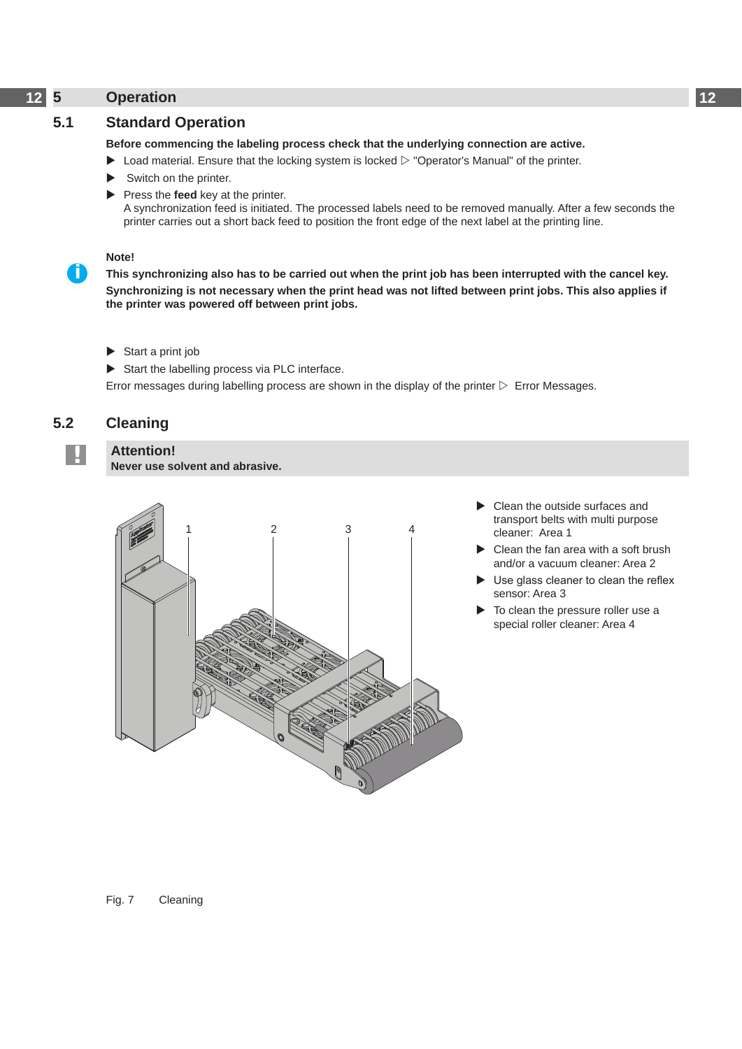# 5 Operation

## 5.1 Standard Operation

**Before commencing the labeling process check that the underlying connection are active.**

- Load material. Ensure that the locking system is locked ▷ "Operator's Manual" of the printer.
- Switch on the printer.
- Press the **feed** key at the printer.
  A synchronization feed is initiated. The processed labels need to be removed manually. After a few seconds the printer carries out a short back feed to position the front edge of the next label at the printing line.

**Note!**

**This synchronizing also has to be carried out when the print job has been interrupted with the cancel key.**

**Synchronizing is not necessary when the print head was not lifted between print jobs. This also applies if the printer was powered off between print jobs.**

- Start a print job
- Start the labelling process via PLC interface.

Error messages during labelling process are shown in the display of the printer ▷ Error Messages.

## 5.2 Cleaning

**Attention!**
**Never use solvent and abrasive.**

- Clean the outside surfaces and transport belts with multi purpose cleaner: Area 1
- Clean the fan area with a soft brush and/or a vacuum cleaner: Area 2
- Use glass cleaner to clean the reflex sensor: Area 3
- To clean the pressure roller use a special roller cleaner: Area 4

Fig. 7 Cleaning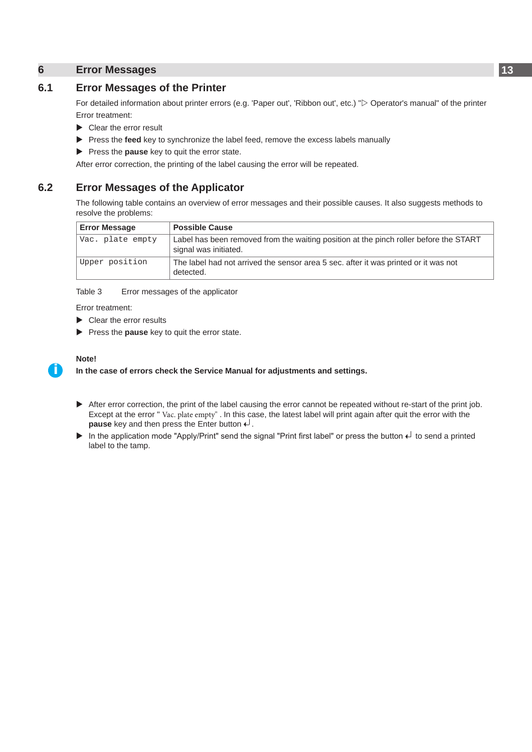# 6 Error Messages

## 6.1 Error Messages of the Printer

For detailed information about printer errors (e.g. 'Paper out', 'Ribbon out', etc.) "▷ Operator's manual" of the printer

Error treatment:

- ▶ Clear the error result
- ▶ Press the **feed** key to synchronize the label feed, remove the excess labels manually
- ▶ Press the **pause** key to quit the error state.

After error correction, the printing of the label causing the error will be repeated.

## 6.2 Error Messages of the Applicator

The following table contains an overview of error messages and their possible causes. It also suggests methods to resolve the problems:

| Error Message | Possible Cause |
|---|---|
| `Vac. plate empty` | Label has been removed from the waiting position at the pinch roller before the START signal was initiated. |
| `Upper position` | The label had not arrived the sensor area 5 sec. after it was printed or it was not detected. |

Table 3 Error messages of the applicator

Error treatment:

- ▶ Clear the error results
- ▶ Press the **pause** key to quit the error state.

**Note!**
**In the case of errors check the Service Manual for adjustments and settings.**

- ▶ After error correction, the print of the label causing the error cannot be repeated without re-start of the print job. Except at the error " Vac. plate empty" . In this case, the latest label will print again after quit the error with the **pause** key and then press the Enter button ↵.
- ▶ In the application mode "Apply/Print" send the signal "Print first label" or press the button ↵ to send a printed label to the tamp.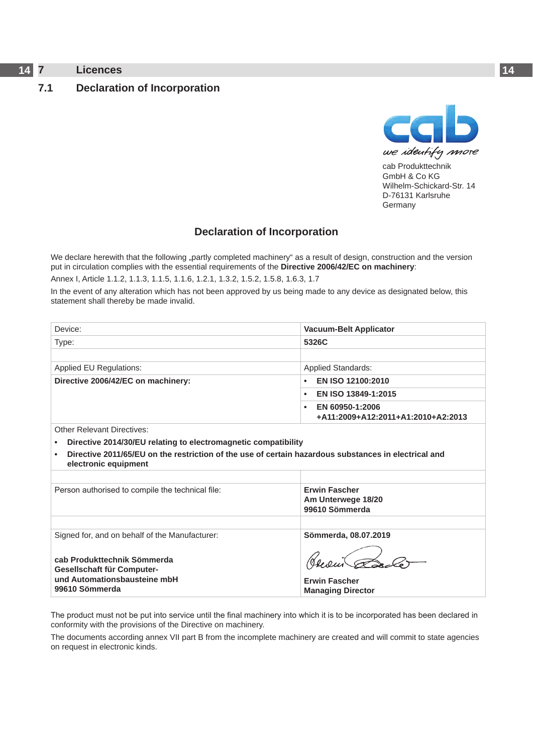# 7 Licences

## 7.1 Declaration of Incorporation

cab Produkttechnik
GmbH & Co KG
Wilhelm-Schickard-Str. 14
D-76131 Karlsruhe
Germany

### Declaration of Incorporation

We declare herewith that the following „partly completed machinery“ as a result of design, construction and the version put in circulation complies with the essential requirements of the **Directive 2006/42/EC on machinery**:

Annex I, Article 1.1.2, 1.1.3, 1.1.5, 1.1.6, 1.2.1, 1.3.2, 1.5.2, 1.5.8, 1.6.3, 1.7

In the event of any alteration which has not been approved by us being made to any device as designated below, this statement shall thereby be made invalid.

| | |
|---|---|
| Device: | **Vacuum-Belt Applicator** |
| Type: | **5326C** |
| | |
| Applied EU Regulations: | Applied Standards: |
| **Directive 2006/42/EC on machinery:** | • **EN ISO 12100:2010** |
| | • **EN ISO 13849-1:2015** |
| | • **EN 60950-1:2006 +A11:2009+A12:2011+A1:2010+A2:2013** |
| Other Relevant Directives:<br>• **Directive 2014/30/EU relating to electromagnetic compatibility**<br>• **Directive 2011/65/EU on the restriction of the use of certain hazardous substances in electrical and electronic equipment** | |
| | |
| Person authorised to compile the technical file: | **Erwin Fascher**<br>**Am Unterwege 18/20**<br>**99610 Sömmerda** |
| | |
| Signed for, and on behalf of the Manufacturer:<br><br>**cab Produkttechnik Sömmerda Gesellschaft für Computer- und Automationsbausteine mbH**<br>**99610 Sömmerda** | **Sömmerda, 08.07.2019**<br><br>**Erwin Fascher**<br>**Managing Director** |

The product must not be put into service until the final machinery into which it is to be incorporated has been declared in conformity with the provisions of the Directive on machinery.

The documents according annex VII part B from the incomplete machinery are created and will commit to state agencies on request in electronic kinds.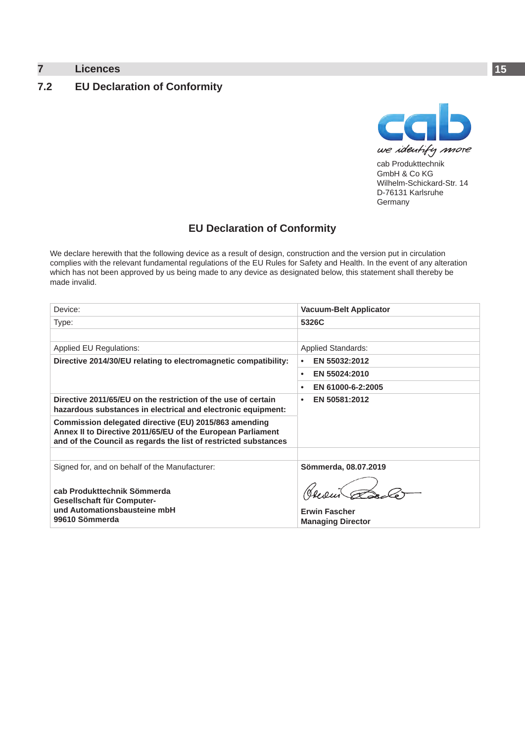# 7 Licences

## 7.2 EU Declaration of Conformity

cab Produkttechnik
GmbH & Co KG
Wilhelm-Schickard-Str. 14
D-76131 Karlsruhe
Germany

### EU Declaration of Conformity

We declare herewith that the following device as a result of design, construction and the version put in circulation complies with the relevant fundamental regulations of the EU Rules for Safety and Health. In the event of any alteration which has not been approved by us being made to any device as designated below, this statement shall thereby be made invalid.

| | |
|---|---|
| Device: | **Vacuum-Belt Applicator** |
| Type: | **5326C** |
| | |
| Applied EU Regulations: | Applied Standards: |
| **Directive 2014/30/EU relating to electromagnetic compatibility:** | • **EN 55032:2012** |
| | • **EN 55024:2010** |
| | • **EN 61000-6-2:2005** |
| **Directive 2011/65/EU on the restriction of the use of certain hazardous substances in electrical and electronic equipment:** | • **EN 50581:2012** |
| **Commission delegated directive (EU) 2015/863 amending Annex II to Directive 2011/65/EU of the European Parliament and of the Council as regards the list of restricted substances** | |
| | |
| Signed for, and on behalf of the Manufacturer:<br><br>**cab Produkttechnik Sömmerda Gesellschaft für Computer- und Automationsbausteine mbH 99610 Sömmerda** | **Sömmerda, 08.07.2019**<br><br>**Erwin Fascher**<br>**Managing Director** |